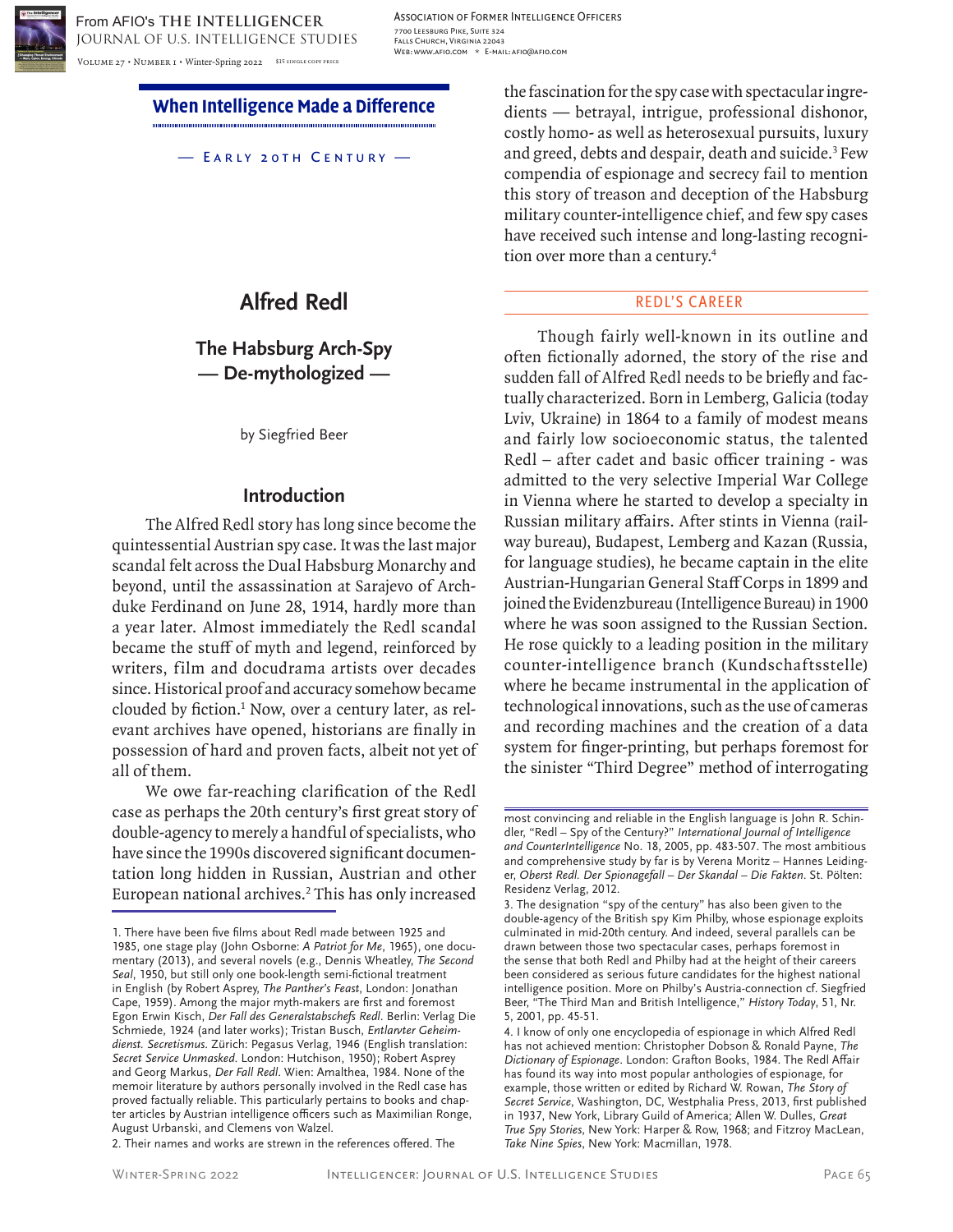When Intelligence Made a Difference

— Early 20th Century —

# Alfred Redl

## The Habsburg Arch-Spy — De-mythologized —

by Siegfried Beer

## Introduction

The Alfred Redl story has long since become the quintessential Austrian spy case. It was the last major scandal felt across the Dual Habsburg Monarchy and beyond, until the assassination at Sarajevo of Archduke Ferdinand on June 28, 1914, hardly more than a year later. Almost immediately the Redl scandal became the stuff of myth and legend, reinforced by writers, film and docudrama artists over decades since. Historical proof and accuracy somehow became clouded by fiction.[1] Now, over a century later, as relevant archives have opened, historians are finally in possession of hard and proven facts, albeit not yet of all of them.

We owe far-reaching clarification of the Redl case as perhaps the 20th century's first great story of double-agency to merely a handful of specialists, who have since the 1990s discovered significant documentation long hidden in Russian, Austrian and other European national archives.[2] This has only increased the fascination for the spy case with spectacular ingredients — betrayal, intrigue, professional dishonor, costly homo- as well as heterosexual pursuits, luxury and greed, debts and despair, death and suicide.[3] Few compendia of espionage and secrecy fail to mention this story of treason and deception of the Habsburg military counter-intelligence chief, and few spy cases have received such intense and long-lasting recognition over more than a century.[4]

## Redl's Career

Though fairly well-known in its outline and often fictionally adorned, the story of the rise and sudden fall of Alfred Redl needs to be briefly and factually characterized. Born in Lemberg, Galicia (today Lviv, Ukraine) in 1864 to a family of modest means and fairly low socioeconomic status, the talented Redl – after cadet and basic officer training - was admitted to the very selective Imperial War College in Vienna where he started to develop a specialty in Russian military affairs. After stints in Vienna (railway bureau), Budapest, Lemberg and Kazan (Russia, for language studies), he became captain in the elite Austrian-Hungarian General Staff Corps in 1899 and joined the Evidenzbureau (Intelligence Bureau) in 1900 where he was soon assigned to the Russian Section. He rose quickly to a leading position in the military counter-intelligence branch (Kundschaftsstelle) where he became instrumental in the application of technological innovations, such as the use of cameras and recording machines and the creation of a data system for finger-printing, but perhaps foremost for the sinister "Third Degree" method of interrogating

---

1. There have been five films about Redl made between 1925 and 1985, one stage play (John Osborne: *A Patriot for Me*, 1965), one documentary (2013), and several novels (e.g., Dennis Wheatley, *The Second Seal*, 1950, but still only one book-length semi-fictional treatment in English (by Robert Asprey, *The Panther's Feast*, London: Jonathan Cape, 1959). Among the major myth-makers are first and foremost Egon Erwin Kisch, *Der Fall des Generalstabschefs Redl*. Berlin: Verlag Die Schmiede, 1924 (and later works); Tristan Busch, *Entlarvter Geheimdienst. Secretismus*. Zürich: Pegasus Verlag, 1946 (English translation: *Secret Service Unmasked*. London: Hutchison, 1950); Robert Asprey and Georg Markus, *Der Fall Redl*. Wien: Amalthea, 1984. None of the memoir literature by authors personally involved in the Redl case has proved factually reliable. This particularly pertains to books and chapter articles by Austrian intelligence officers such as Maximilian Ronge, August Urbanski, and Clemens von Walzel.

2. Their names and works are strewn in the references offered. The most convincing and reliable in the English language is John R. Schindler, "Redl – Spy of the Century?" *International Journal of Intelligence and CounterIntelligence* No. 18, 2005, pp. 483-507. The most ambitious and comprehensive study by far is by Verena Moritz – Hannes Leidinger, *Oberst Redl. Der Spionagefall – Der Skandal – Die Fakten*. St. Pölten: Residenz Verlag, 2012.

3. The designation "spy of the century" has also been given to the double-agency of the British spy Kim Philby, whose espionage exploits culminated in mid-20th century. And indeed, several parallels can be drawn between those two spectacular cases, perhaps foremost in the sense that both Redl and Philby had at the height of their careers been considered as serious future candidates for the highest national intelligence position. More on Philby's Austria-connection cf. Siegfried Beer, "The Third Man and British Intelligence," *History Today*, 51, Nr. 5, 2001, pp. 45-51.

4. I know of only one encyclopedia of espionage in which Alfred Redl has not achieved mention: Christopher Dobson & Ronald Payne, *The Dictionary of Espionage*. London: Grafton Books, 1984. The Redl Affair has found its way into most popular anthologies of espionage, for example, those written or edited by Richard W. Rowan, *The Story of Secret Service*, Washington, DC, Westphalia Press, 2013, first published in 1937, New York, Library Guild of America; Allen W. Dulles, *Great True Spy Stories*, New York: Harper & Row, 1968; and Fitzroy MacLean, *Take Nine Spies*, New York: Macmillan, 1978.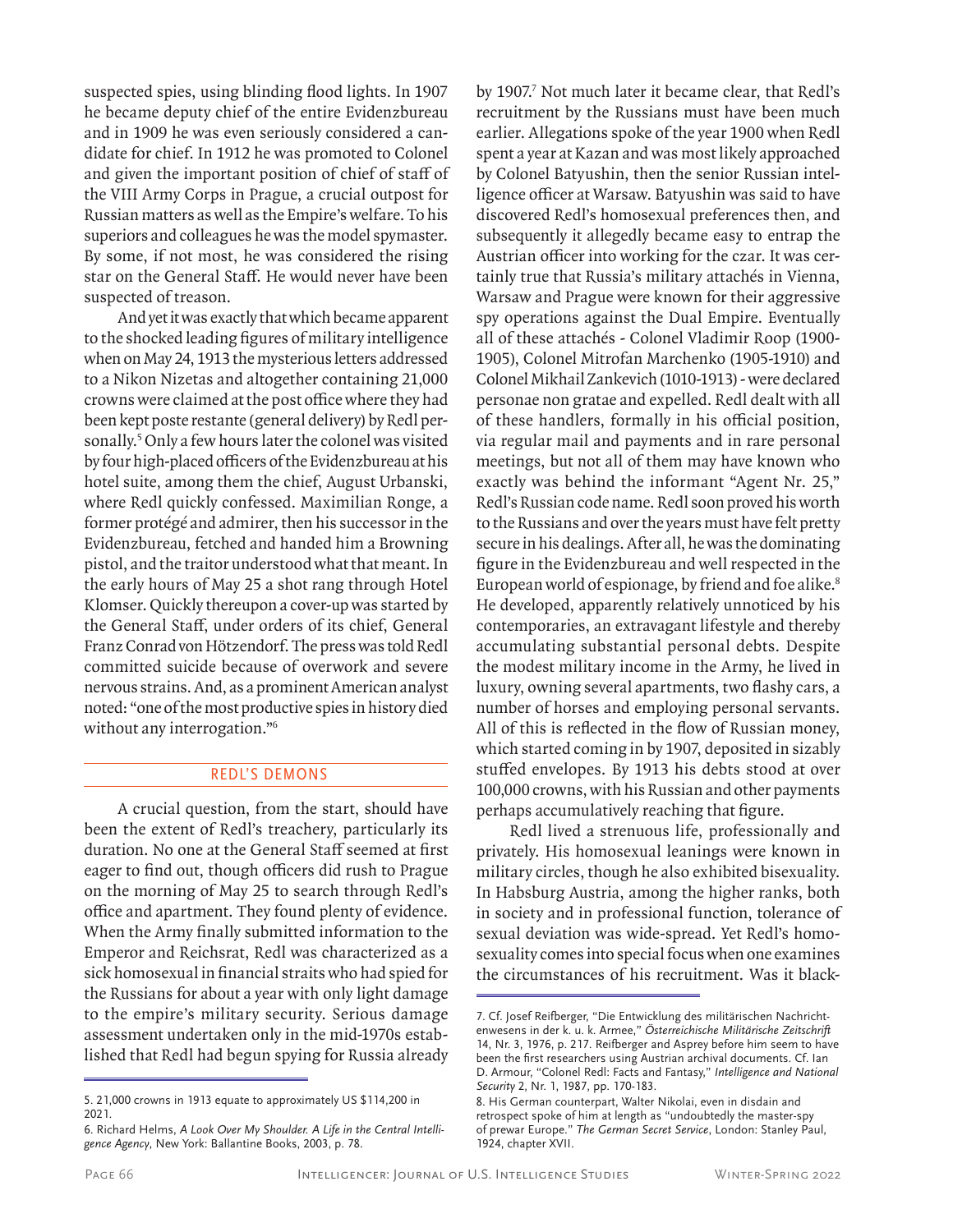suspected spies, using blinding flood lights. In 1907 he became deputy chief of the entire Evidenzbureau and in 1909 he was even seriously considered a candidate for chief. In 1912 he was promoted to Colonel and given the important position of chief of staff of the VIII Army Corps in Prague, a crucial outpost for Russian matters as well as the Empire's welfare. To his superiors and colleagues he was the model spymaster. By some, if not most, he was considered the rising star on the General Staff. He would never have been suspected of treason.

And yet it was exactly that which became apparent to the shocked leading figures of military intelligence when on May 24, 1913 the mysterious letters addressed to a Nikon Nizetas and altogether containing 21,000 crowns were claimed at the post office where they had been kept poste restante (general delivery) by Redl personally.[5] Only a few hours later the colonel was visited by four high-placed officers of the Evidenzbureau at his hotel suite, among them the chief, August Urbanski, where Redl quickly confessed. Maximilian Ronge, a former protégé and admirer, then his successor in the Evidenzbureau, fetched and handed him a Browning pistol, and the traitor understood what that meant. In the early hours of May 25 a shot rang through Hotel Klomser. Quickly thereupon a cover-up was started by the General Staff, under orders of its chief, General Franz Conrad von Hötzendorf. The press was told Redl committed suicide because of overwork and severe nervous strains. And, as a prominent American analyst noted: "one of the most productive spies in history died without any interrogation."[6]

## REDL'S DEMONS

A crucial question, from the start, should have been the extent of Redl's treachery, particularly its duration. No one at the General Staff seemed at first eager to find out, though officers did rush to Prague on the morning of May 25 to search through Redl's office and apartment. They found plenty of evidence. When the Army finally submitted information to the Emperor and Reichsrat, Redl was characterized as a sick homosexual in financial straits who had spied for the Russians for about a year with only light damage to the empire's military security. Serious damage assessment undertaken only in the mid-1970s established that Redl had begun spying for Russia already by 1907.[7] Not much later it became clear, that Redl's recruitment by the Russians must have been much earlier. Allegations spoke of the year 1900 when Redl spent a year at Kazan and was most likely approached by Colonel Batyushin, then the senior Russian intelligence officer at Warsaw. Batyushin was said to have discovered Redl's homosexual preferences then, and subsequently it allegedly became easy to entrap the Austrian officer into working for the czar. It was certainly true that Russia's military attachés in Vienna, Warsaw and Prague were known for their aggressive spy operations against the Dual Empire. Eventually all of these attachés - Colonel Vladimir Roop (1900-1905), Colonel Mitrofan Marchenko (1905-1910) and Colonel Mikhail Zankevich (1010-1913) - were declared personae non gratae and expelled. Redl dealt with all of these handlers, formally in his official position, via regular mail and payments and in rare personal meetings, but not all of them may have known who exactly was behind the informant "Agent Nr. 25," Redl's Russian code name. Redl soon proved his worth to the Russians and over the years must have felt pretty secure in his dealings. After all, he was the dominating figure in the Evidenzbureau and well respected in the European world of espionage, by friend and foe alike.[8] He developed, apparently relatively unnoticed by his contemporaries, an extravagant lifestyle and thereby accumulating substantial personal debts. Despite the modest military income in the Army, he lived in luxury, owning several apartments, two flashy cars, a number of horses and employing personal servants. All of this is reflected in the flow of Russian money, which started coming in by 1907, deposited in sizably stuffed envelopes. By 1913 his debts stood at over 100,000 crowns, with his Russian and other payments perhaps accumulatively reaching that figure.

Redl lived a strenuous life, professionally and privately. His homosexual leanings were known in military circles, though he also exhibited bisexuality. In Habsburg Austria, among the higher ranks, both in society and in professional function, tolerance of sexual deviation was wide-spread. Yet Redl's homosexuality comes into special focus when one examines the circumstances of his recruitment. Was it black-

---

5. 21,000 crowns in 1913 equate to approximately US $114,200 in 2021.

6. Richard Helms, *A Look Over My Shoulder. A Life in the Central Intelligence Agency*, New York: Ballantine Books, 2003, p. 78.

7. Cf. Josef Reifberger, "Die Entwicklung des militärischen Nachrichtenwesens in der k. u. k. Armee," *Österreichische Militärische Zeitschrift* 14, Nr. 3, 1976, p. 217. Reifberger and Asprey before him seem to have been the first researchers using Austrian archival documents. Cf. Ian D. Armour, "Colonel Redl: Facts and Fantasy," *Intelligence and National Security* 2, Nr. 1, 1987, pp. 170-183.

8. His German counterpart, Walter Nikolai, even in disdain and retrospect spoke of him at length as "undoubtedly the master-spy of prewar Europe." *The German Secret Service*, London: Stanley Paul, 1924, chapter XVII.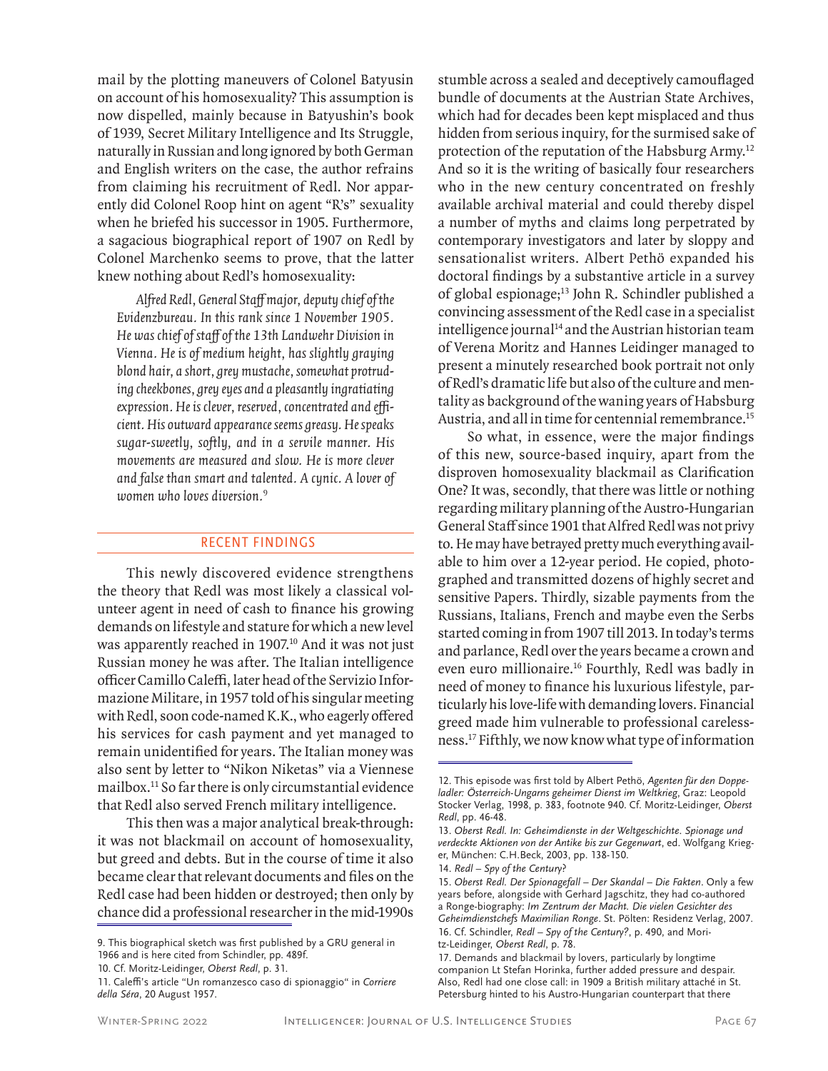mail by the plotting maneuvers of Colonel Batyusin on account of his homosexuality? This assumption is now dispelled, mainly because in Batyushin's book of 1939, Secret Military Intelligence and Its Struggle, naturally in Russian and long ignored by both German and English writers on the case, the author refrains from claiming his recruitment of Redl. Nor apparently did Colonel Roop hint on agent "R's" sexuality when he briefed his successor in 1905. Furthermore, a sagacious biographical report of 1907 on Redl by Colonel Marchenko seems to prove, that the latter knew nothing about Redl's homosexuality:

> *Alfred Redl, General Staff major, deputy chief of the Evidenzbureau. In this rank since 1 November 1905. He was chief of staff of the 13th Landwehr Division in Vienna. He is of medium height, has slightly graying blond hair, a short, grey mustache, somewhat protruding cheekbones, grey eyes and a pleasantly ingratiating expression. He is clever, reserved, concentrated and efficient. His outward appearance seems greasy. He speaks sugar-sweetly, softly, and in a servile manner. His movements are measured and slow. He is more clever and false than smart and talented. A cynic. A lover of women who loves diversion.*[9]

## RECENT FINDINGS

This newly discovered evidence strengthens the theory that Redl was most likely a classical volunteer agent in need of cash to finance his growing demands on lifestyle and stature for which a new level was apparently reached in 1907.[10] And it was not just Russian money he was after. The Italian intelligence officer Camillo Caleffi, later head of the Servizio Informazione Militare, in 1957 told of his singular meeting with Redl, soon code-named K.K., who eagerly offered his services for cash payment and yet managed to remain unidentified for years. The Italian money was also sent by letter to "Nikon Niketas" via a Viennese mailbox.[11] So far there is only circumstantial evidence that Redl also served French military intelligence.

This then was a major analytical break-through: it was not blackmail on account of homosexuality, but greed and debts. But in the course of time it also became clear that relevant documents and files on the Redl case had been hidden or destroyed; then only by chance did a professional researcher in the mid-1990s stumble across a sealed and deceptively camouflaged bundle of documents at the Austrian State Archives, which had for decades been kept misplaced and thus hidden from serious inquiry, for the surmised sake of protection of the reputation of the Habsburg Army.[12] And so it is the writing of basically four researchers who in the new century concentrated on freshly available archival material and could thereby dispel a number of myths and claims long perpetrated by contemporary investigators and later by sloppy and sensationalist writers. Albert Pethö expanded his doctoral findings by a substantive article in a survey of global espionage;[13] John R. Schindler published a convincing assessment of the Redl case in a specialist intelligence journal[14] and the Austrian historian team of Verena Moritz and Hannes Leidinger managed to present a minutely researched book portrait not only of Redl's dramatic life but also of the culture and mentality as background of the waning years of Habsburg Austria, and all in time for centennial remembrance.[15]

So what, in essence, were the major findings of this new, source-based inquiry, apart from the disproven homosexuality blackmail as Clarification One? It was, secondly, that there was little or nothing regarding military planning of the Austro-Hungarian General Staff since 1901 that Alfred Redl was not privy to. He may have betrayed pretty much everything available to him over a 12-year period. He copied, photographed and transmitted dozens of highly secret and sensitive Papers. Thirdly, sizable payments from the Russians, Italians, French and maybe even the Serbs started coming in from 1907 till 2013. In today's terms and parlance, Redl over the years became a crown and even euro millionaire.[16] Fourthly, Redl was badly in need of money to finance his luxurious lifestyle, particularly his love-life with demanding lovers. Financial greed made him vulnerable to professional carelessness.[17] Fifthly, we now know what type of information

---

9. This biographical sketch was first published by a GRU general in 1966 and is here cited from Schindler, pp. 489f.

10. Cf. Moritz-Leidinger, *Oberst Redl*, p. 31.

11. Caleffi's article "Un romanzesco caso di spionaggio" in *Corriere della Séra*, 20 August 1957.

12. This episode was first told by Albert Pethö, *Agenten für den Doppeladler: Österreich-Ungarns geheimer Dienst im Weltkrieg*, Graz: Leopold Stocker Verlag, 1998, p. 383, footnote 940. Cf. Moritz-Leidinger, *Oberst Redl*, pp. 46-48.

13. *Oberst Redl. In: Geheimdienste in der Weltgeschichte. Spionage und verdeckte Aktionen von der Antike bis zur Gegenwart*, ed. Wolfgang Krieger, München: C.H.Beck, 2003, pp. 138-150.

14. *Redl – Spy of the Century?*

15. *Oberst Redl. Der Spionagefall – Der Skandal – Die Fakten*. Only a few years before, alongside with Gerhard Jagschitz, they had co-authored a Ronge-biography: *Im Zentrum der Macht. Die vielen Gesichter des Geheimdienstchefs Maximilian Ronge*. St. Pölten: Residenz Verlag, 2007.

16. Cf. Schindler, *Redl – Spy of the Century?*, p. 490, and Moritz-Leidinger, *Oberst Redl*, p. 78.

17. Demands and blackmail by lovers, particularly by longtime companion Lt Stefan Horinka, further added pressure and despair. Also, Redl had one close call: in 1909 a British military attaché in St. Petersburg hinted to his Austro-Hungarian counterpart that there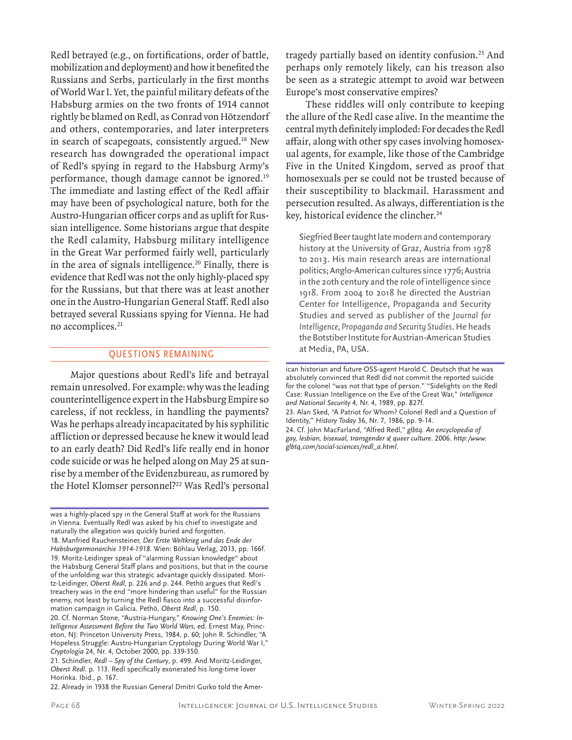Redl betrayed (e.g., on fortifications, order of battle, mobilization and deployment) and how it benefited the Russians and Serbs, particularly in the first months of World War I. Yet, the painful military defeats of the Habsburg armies on the two fronts of 1914 cannot rightly be blamed on Redl, as Conrad von Hötzendorf and others, contemporaries, and later interpreters in search of scapegoats, consistently argued.[18] New research has downgraded the operational impact of Redl's spying in regard to the Habsburg Army's performance, though damage cannot be ignored.[19] The immediate and lasting effect of the Redl affair may have been of psychological nature, both for the Austro-Hungarian officer corps and as uplift for Russian intelligence. Some historians argue that despite the Redl calamity, Habsburg military intelligence in the Great War performed fairly well, particularly in the area of signals intelligence.[20] Finally, there is evidence that Redl was not the only highly-placed spy for the Russians, but that there was at least another one in the Austro-Hungarian General Staff. Redl also betrayed several Russians spying for Vienna. He had no accomplices.[21]

## QUESTIONS REMAINING

Major questions about Redl's life and betrayal remain unresolved. For example: why was the leading counterintelligence expert in the Habsburg Empire so careless, if not reckless, in handling the payments? Was he perhaps already incapacitated by his syphilitic affliction or depressed because he knew it would lead to an early death? Did Redl's life really end in honor code suicide or was he helped along on May 25 at sunrise by a member of the Evidenzbureau, as rumored by the Hotel Klomser personnel?[22] Was Redl's personal tragedy partially based on identity confusion.[23] And perhaps only remotely likely, can his treason also be seen as a strategic attempt to avoid war between Europe's most conservative empires?

These riddles will only contribute to keeping the allure of the Redl case alive. In the meantime the central myth definitely imploded: For decades the Redl affair, along with other spy cases involving homosexual agents, for example, like those of the Cambridge Five in the United Kingdom, served as proof that homosexuals per se could not be trusted because of their susceptibility to blackmail. Harassment and persecution resulted. As always, differentiation is the key, historical evidence the clincher.[24]

Siegfried Beer taught late modern and contemporary history at the University of Graz, Austria from 1978 to 2013. His main research areas are international politics; Anglo-American cultures since 1776; Austria in the 20th century and the role of intelligence since 1918. From 2004 to 2018 he directed the Austrian Center for Intelligence, Propaganda and Security Studies and served as publisher of the *Journal for Intelligence, Propaganda and Security Studies*. He heads the Botstiber Institute for Austrian-American Studies at Media, PA, USA.

---

was a highly-placed spy in the General Staff at work for the Russians in Vienna. Eventually Redl was asked by his chief to investigate and naturally the allegation was quickly buried and forgotten.

18. Manfried Rauchensteiner, *Der Erste Weltkrieg und das Ende der Habsburgermonarchie 1914-1918*. Wien: Böhlau Verlag, 2013, pp. 166f.

19. Moritz-Leidinger speak of "alarming Russian knowledge" about the Habsburg General Staff plans and positions, but that in the course of the unfolding war this strategic advantage quickly dissipated. Moritz-Leidinger, *Oberst Redl*, p. 226 and p. 244. Pethö argues that Redl's treachery was in the end "more hindering than useful" for the Russian enemy, not least by turning the Redl fiasco into a successful disinformation campaign in Galicia. Pethö, *Oberst Redl*, p. 150.

20. Cf. Norman Stone, "Austria-Hungary," *Knowing One's Enemies: Intelligence Assessment Before the Two World Wars*, ed. Ernest May, Princeton, NJ: Princeton University Press, 1984, p. 60; John R. Schindler, "A Hopeless Struggle: Austro-Hungarian Cryptology During World War I," *Cryptologia* 24, Nr. 4, October 2000, pp. 339-350.

21. Schindler, *Redl – Spy of the Century*, p. 499. And Moritz-Leidinger, *Oberst Redl*. p. 113. Redl specifically exonerated his long-time lover Horinka. Ibid., p. 167.

22. Already in 1938 the Russian General Dmitri Gurko told the American historian and future OSS-agent Harold C. Deutsch that he was absolutely convinced that Redl did not commit the reported suicide for the colonel "was not that type of person." "Sidelights on the Redl Case: Russian Intelligence on the Eve of the Great War," *Intelligence and National Security* 4, Nr. 4, 1989, pp. 827f.

23. Alan Sked, "A Patriot for Whom? Colonel Redl and a Question of Identity," *History Today* 36, Nr. 7, 1986, pp. 9-14.

24. Cf. John MacFarland, "Alfred Redl," *glbtq. An encyclopedia of gay, lesbian, bisexual, transgender & queer culture*. 2006. *http:/www.glbtq,com/social-sciences/redl_a.html*.